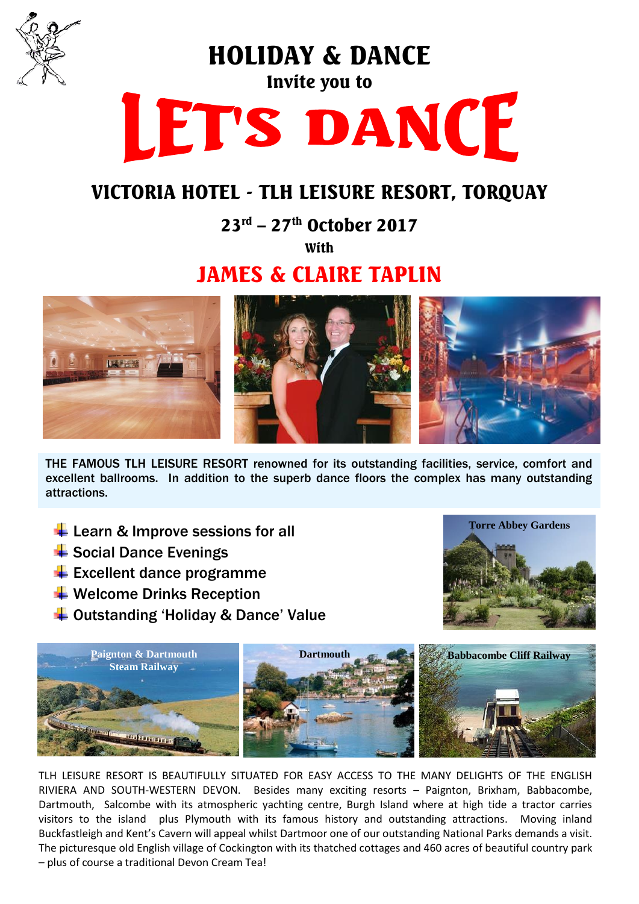# HOLIDAY & DANCE

Invite you to

# LET'S DANCE

## VICTORIA HOTEL - TLH LEISURE RESORT, TORQUAY

### 23rd – 27th October 2017

With

## JAMES & CLAIRE TAPLIN

THE FAMOUS TLH LEISURE RESORT renowned for its outstanding facilities, service, comfort and excellent ballrooms. In addition to the superb dance floors the complex has many outstanding attractions.

- Learn & Improve sessions for all
- Social Dance Evenings
- Excellent dance programme
- Welcome Drinks Reception
- Outstanding 'Holiday & Dance' Value

Torre Abbey Gardens

Paignton & Dartmouth Steam Railway

Dartmouth

Babbacombe Cliff Railway

TLH LEISURE RESORT IS BEAUTIFULLY SITUATED FOR EASY ACCESS TO THE MANY DELIGHTS OF THE ENGLISH RIVIERA AND SOUTH-WESTERN DEVON. Besides many exciting resorts – Paignton, Brixham, Babbacombe, Dartmouth, Salcombe with its atmospheric yachting centre, Burgh Island where at high tide a tractor carries visitors to the island plus Plymouth with its famous history and outstanding attractions. Moving inland Buckfastleigh and Kent's Cavern will appeal whilst Dartmoor one of our outstanding National Parks demands a visit. The picturesque old English village of Cockington with its thatched cottages and 460 acres of beautiful country park – plus of course a traditional Devon Cream Tea!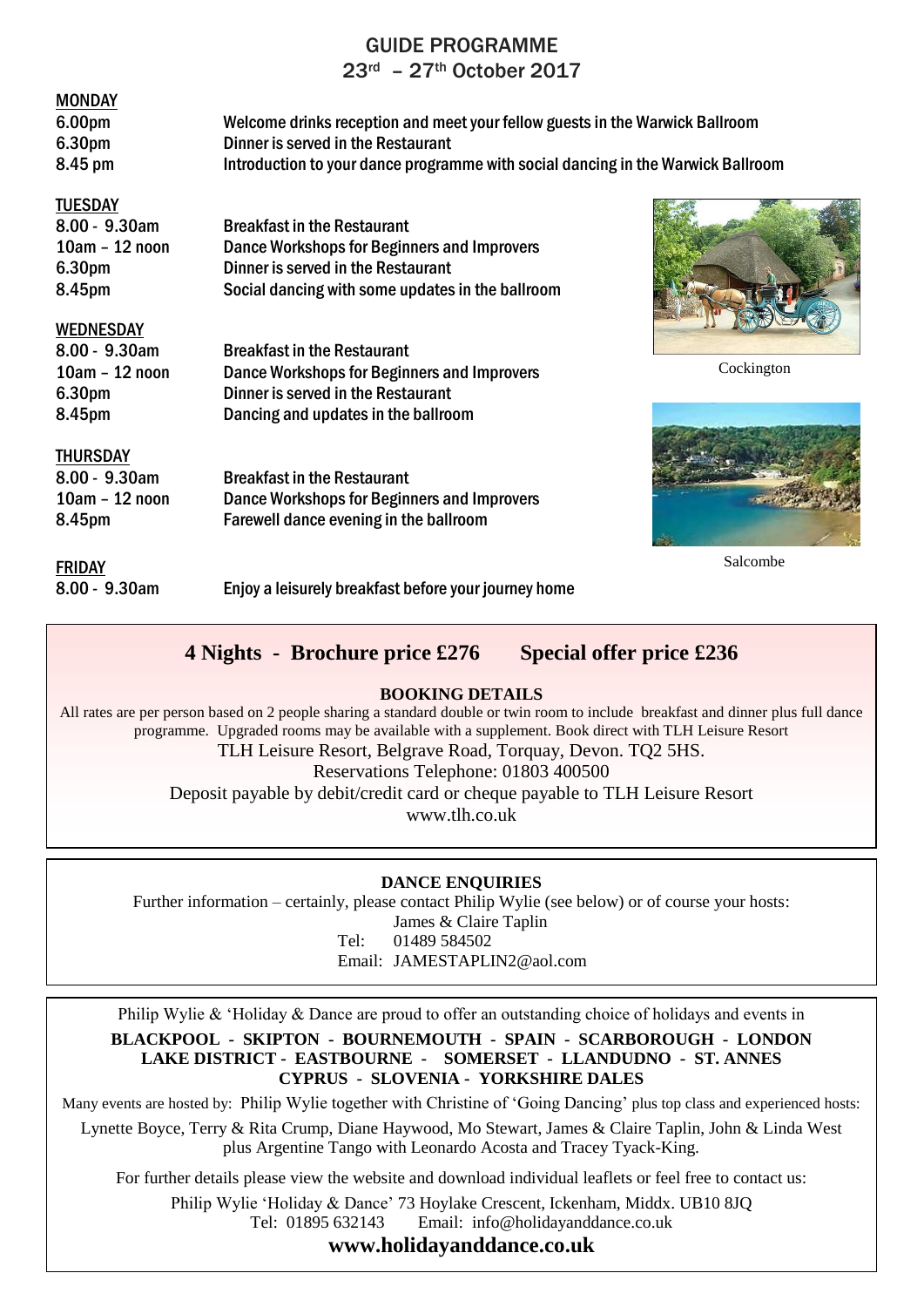# GUIDE PROGRAMME
## 23rd – 27th October 2017

**MONDAY**

| | |
|---|---|
| 6.00pm | Welcome drinks reception and meet your fellow guests in the Warwick Ballroom |
| 6.30pm | Dinner is served in the Restaurant |
| 8.45 pm | Introduction to your dance programme with social dancing in the Warwick Ballroom |

**TUESDAY**

| | |
|---|---|
| 8.00 - 9.30am | Breakfast in the Restaurant |
| 10am – 12 noon | Dance Workshops for Beginners and Improvers |
| 6.30pm | Dinner is served in the Restaurant |
| 8.45pm | Social dancing with some updates in the ballroom |

**WEDNESDAY**

| | |
|---|---|
| 8.00 - 9.30am | Breakfast in the Restaurant |
| 10am – 12 noon | Dance Workshops for Beginners and Improvers |
| 6.30pm | Dinner is served in the Restaurant |
| 8.45pm | Dancing and updates in the ballroom |

**THURSDAY**

| | |
|---|---|
| 8.00 - 9.30am | Breakfast in the Restaurant |
| 10am – 12 noon | Dance Workshops for Beginners and Improvers |
| 8.45pm | Farewell dance evening in the ballroom |

**FRIDAY**

| | |
|---|---|
| 8.00 - 9.30am | Enjoy a leisurely breakfast before your journey home |

Cockington

Salcombe

## 4 Nights - Brochure price £276 Special offer price £236

**BOOKING DETAILS**

All rates are per person based on 2 people sharing a standard double or twin room to include breakfast and dinner plus full dance programme. Upgraded rooms may be available with a supplement. Book direct with TLH Leisure Resort

TLH Leisure Resort, Belgrave Road, Torquay, Devon. TQ2 5HS.
Reservations Telephone: 01803 400500
Deposit payable by debit/credit card or cheque payable to TLH Leisure Resort
www.tlh.co.uk

**DANCE ENQUIRIES**

Further information – certainly, please contact Philip Wylie (see below) or of course your hosts:
James & Claire Taplin
Tel: 01489 584502
Email: JAMESTAPLIN2@aol.com

Philip Wylie & 'Holiday & Dance are proud to offer an outstanding choice of holidays and events in

**BLACKPOOL - SKIPTON - BOURNEMOUTH - SPAIN - SCARBOROUGH - LONDON LAKE DISTRICT - EASTBOURNE - SOMERSET - LLANDUDNO - ST. ANNES CYPRUS - SLOVENIA - YORKSHIRE DALES**

Many events are hosted by: Philip Wylie together with Christine of 'Going Dancing' plus top class and experienced hosts:

Lynette Boyce, Terry & Rita Crump, Diane Haywood, Mo Stewart, James & Claire Taplin, John & Linda West plus Argentine Tango with Leonardo Acosta and Tracey Tyack-King.

For further details please view the website and download individual leaflets or feel free to contact us:

Philip Wylie 'Holiday & Dance' 73 Hoylake Crescent, Ickenham, Middx. UB10 8JQ
Tel: 01895 632143 Email: info@holidayanddance.co.uk

**www.holidayanddance.co.uk**